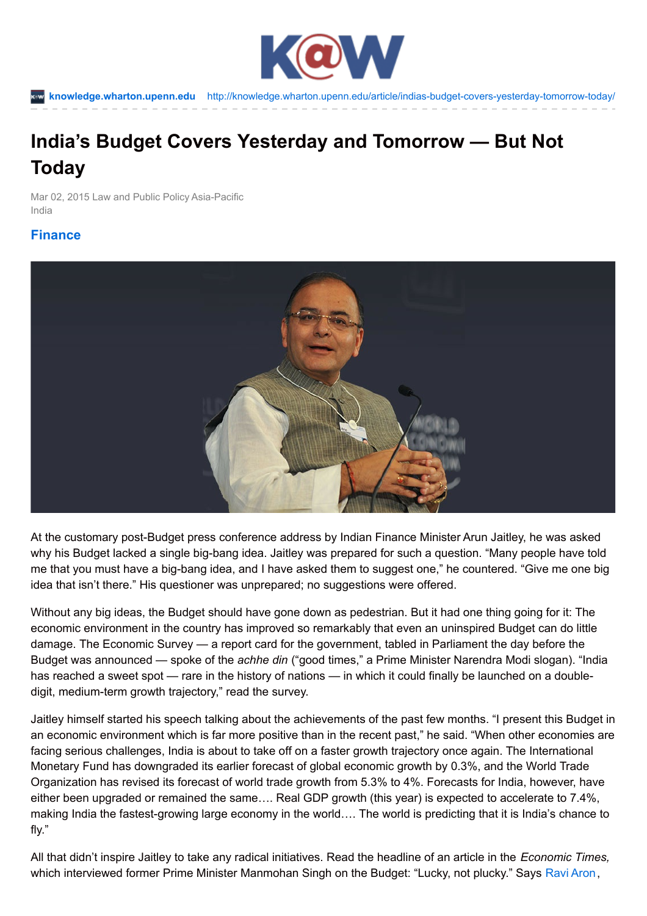knowledge.wharton.upenn.edu http://knowledge.wharton.upenn.edu/article/indias-budget-covers-yesterday-tomorrow-today/

# India's Budget Covers Yesterday and Tomorrow — But Not Today

Mar 02, 2015 Law and Public Policy Asia-Pacific
India

## Finance

At the customary post-Budget press conference address by Indian Finance Minister Arun Jaitley, he was asked why his Budget lacked a single big-bang idea. Jaitley was prepared for such a question. "Many people have told me that you must have a big-bang idea, and I have asked them to suggest one," he countered. "Give me one big idea that isn't there." His questioner was unprepared; no suggestions were offered.

Without any big ideas, the Budget should have gone down as pedestrian. But it had one thing going for it: The economic environment in the country has improved so remarkably that even an uninspired Budget can do little damage. The Economic Survey — a report card for the government, tabled in Parliament the day before the Budget was announced — spoke of the *achhe din* ("good times," a Prime Minister Narendra Modi slogan). "India has reached a sweet spot — rare in the history of nations — in which it could finally be launched on a double-digit, medium-term growth trajectory," read the survey.

Jaitley himself started his speech talking about the achievements of the past few months. "I present this Budget in an economic environment which is far more positive than in the recent past," he said. "When other economies are facing serious challenges, India is about to take off on a faster growth trajectory once again. The International Monetary Fund has downgraded its earlier forecast of global economic growth by 0.3%, and the World Trade Organization has revised its forecast of world trade growth from 5.3% to 4%. Forecasts for India, however, have either been upgraded or remained the same.... Real GDP growth (this year) is expected to accelerate to 7.4%, making India the fastest-growing large economy in the world.... The world is predicting that it is India's chance to fly."

All that didn't inspire Jaitley to take any radical initiatives. Read the headline of an article in the *Economic Times,* which interviewed former Prime Minister Manmohan Singh on the Budget: "Lucky, not plucky." Says Ravi Aron,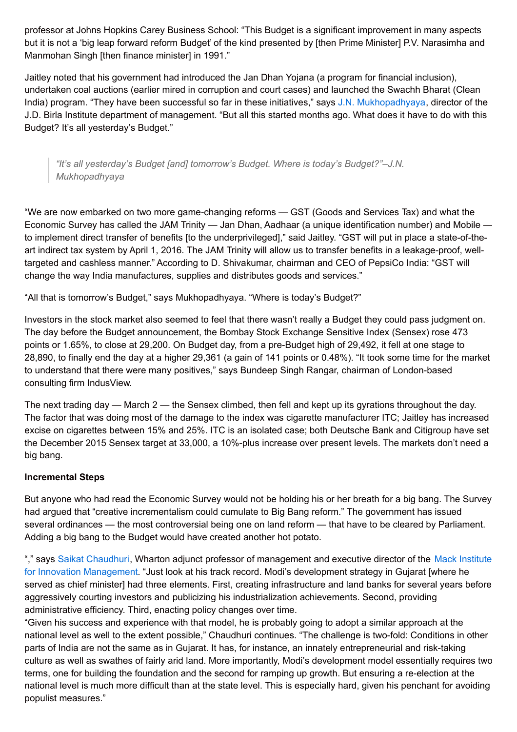professor at Johns Hopkins Carey Business School: "This Budget is a significant improvement in many aspects but it is not a 'big leap forward reform Budget' of the kind presented by [then Prime Minister] P.V. Narasimha and Manmohan Singh [then finance minister] in 1991."

Jaitley noted that his government had introduced the Jan Dhan Yojana (a program for financial inclusion), undertaken coal auctions (earlier mired in corruption and court cases) and launched the Swachh Bharat (Clean India) program. "They have been successful so far in these initiatives," says J.N. Mukhopadhyaya, director of the J.D. Birla Institute department of management. "But all this started months ago. What does it have to do with this Budget? It's all yesterday's Budget."

> *"It's all yesterday's Budget [and] tomorrow's Budget. Where is today's Budget?"–J.N. Mukhopadhyaya*

"We are now embarked on two more game-changing reforms — GST (Goods and Services Tax) and what the Economic Survey has called the JAM Trinity — Jan Dhan, Aadhaar (a unique identification number) and Mobile — to implement direct transfer of benefits [to the underprivileged]," said Jaitley. "GST will put in place a state-of-the-art indirect tax system by April 1, 2016. The JAM Trinity will allow us to transfer benefits in a leakage-proof, well-targeted and cashless manner." According to D. Shivakumar, chairman and CEO of PepsiCo India: "GST will change the way India manufactures, supplies and distributes goods and services."

"All that is tomorrow's Budget," says Mukhopadhyaya. "Where is today's Budget?"

Investors in the stock market also seemed to feel that there wasn't really a Budget they could pass judgment on. The day before the Budget announcement, the Bombay Stock Exchange Sensitive Index (Sensex) rose 473 points or 1.65%, to close at 29,200. On Budget day, from a pre-Budget high of 29,492, it fell at one stage to 28,890, to finally end the day at a higher 29,361 (a gain of 141 points or 0.48%). "It took some time for the market to understand that there were many positives," says Bundeep Singh Rangar, chairman of London-based consulting firm IndusView.

The next trading day — March 2 — the Sensex climbed, then fell and kept up its gyrations throughout the day. The factor that was doing most of the damage to the index was cigarette manufacturer ITC; Jaitley has increased excise on cigarettes between 15% and 25%. ITC is an isolated case; both Deutsche Bank and Citigroup have set the December 2015 Sensex target at 33,000, a 10%-plus increase over present levels. The markets don't need a big bang.

**Incremental Steps**

But anyone who had read the Economic Survey would not be holding his or her breath for a big bang. The Survey had argued that "creative incrementalism could cumulate to Big Bang reform." The government has issued several ordinances — the most controversial being one on land reform — that have to be cleared by Parliament. Adding a big bang to the Budget would have created another hot potato.

"," says Saikat Chaudhuri, Wharton adjunct professor of management and executive director of the Mack Institute for Innovation Management. "Just look at his track record. Modi's development strategy in Gujarat [where he served as chief minister] had three elements. First, creating infrastructure and land banks for several years before aggressively courting investors and publicizing his industrialization achievements. Second, providing administrative efficiency. Third, enacting policy changes over time.

"Given his success and experience with that model, he is probably going to adopt a similar approach at the national level as well to the extent possible," Chaudhuri continues. "The challenge is two-fold: Conditions in other parts of India are not the same as in Gujarat. It has, for instance, an innately entrepreneurial and risk-taking culture as well as swathes of fairly arid land. More importantly, Modi's development model essentially requires two terms, one for building the foundation and the second for ramping up growth. But ensuring a re-election at the national level is much more difficult than at the state level. This is especially hard, given his penchant for avoiding populist measures."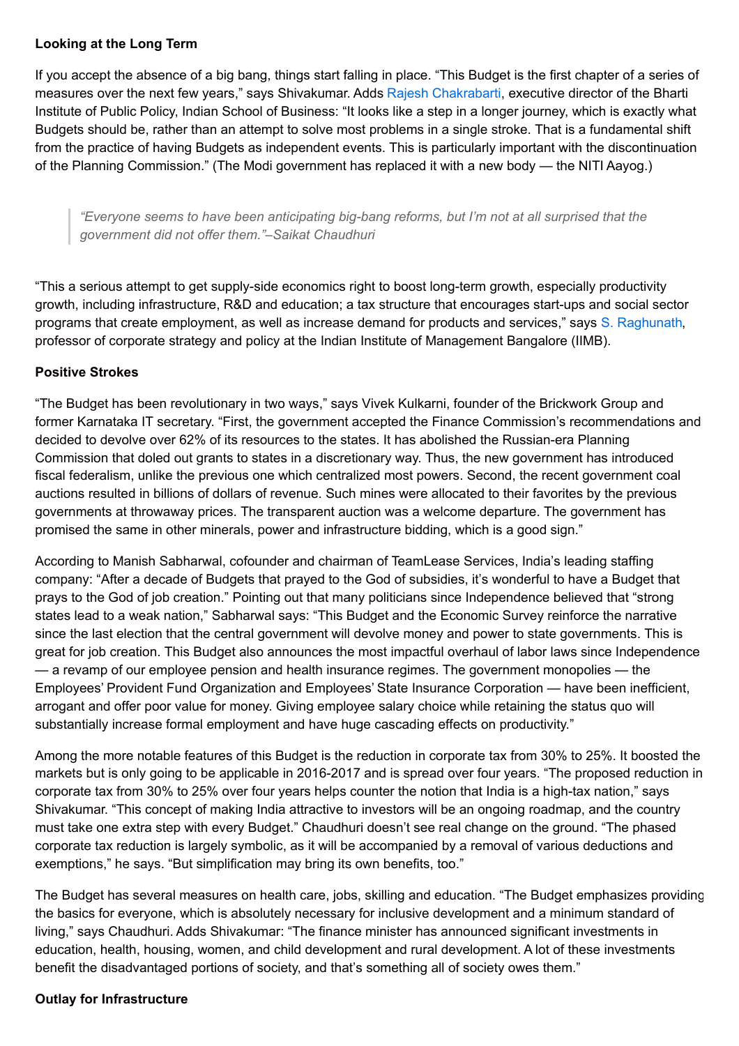### Looking at the Long Term

If you accept the absence of a big bang, things start falling in place. "This Budget is the first chapter of a series of measures over the next few years," says Shivakumar. Adds Rajesh Chakrabarti, executive director of the Bharti Institute of Public Policy, Indian School of Business: "It looks like a step in a longer journey, which is exactly what Budgets should be, rather than an attempt to solve most problems in a single stroke. That is a fundamental shift from the practice of having Budgets as independent events. This is particularly important with the discontinuation of the Planning Commission." (The Modi government has replaced it with a new body — the NITI Aayog.)

> *"Everyone seems to have been anticipating big-bang reforms, but I'm not at all surprised that the government did not offer them."–Saikat Chaudhuri*

"This a serious attempt to get supply-side economics right to boost long-term growth, especially productivity growth, including infrastructure, R&D and education; a tax structure that encourages start-ups and social sector programs that create employment, as well as increase demand for products and services," says S. Raghunath, professor of corporate strategy and policy at the Indian Institute of Management Bangalore (IIMB).

### Positive Strokes

"The Budget has been revolutionary in two ways," says Vivek Kulkarni, founder of the Brickwork Group and former Karnataka IT secretary. "First, the government accepted the Finance Commission's recommendations and decided to devolve over 62% of its resources to the states. It has abolished the Russian-era Planning Commission that doled out grants to states in a discretionary way. Thus, the new government has introduced fiscal federalism, unlike the previous one which centralized most powers. Second, the recent government coal auctions resulted in billions of dollars of revenue. Such mines were allocated to their favorites by the previous governments at throwaway prices. The transparent auction was a welcome departure. The government has promised the same in other minerals, power and infrastructure bidding, which is a good sign."

According to Manish Sabharwal, cofounder and chairman of TeamLease Services, India's leading staffing company: "After a decade of Budgets that prayed to the God of subsidies, it's wonderful to have a Budget that prays to the God of job creation." Pointing out that many politicians since Independence believed that "strong states lead to a weak nation," Sabharwal says: "This Budget and the Economic Survey reinforce the narrative since the last election that the central government will devolve money and power to state governments. This is great for job creation. This Budget also announces the most impactful overhaul of labor laws since Independence — a revamp of our employee pension and health insurance regimes. The government monopolies — the Employees' Provident Fund Organization and Employees' State Insurance Corporation — have been inefficient, arrogant and offer poor value for money. Giving employee salary choice while retaining the status quo will substantially increase formal employment and have huge cascading effects on productivity."

Among the more notable features of this Budget is the reduction in corporate tax from 30% to 25%. It boosted the markets but is only going to be applicable in 2016-2017 and is spread over four years. "The proposed reduction in corporate tax from 30% to 25% over four years helps counter the notion that India is a high-tax nation," says Shivakumar. "This concept of making India attractive to investors will be an ongoing roadmap, and the country must take one extra step with every Budget." Chaudhuri doesn't see real change on the ground. "The phased corporate tax reduction is largely symbolic, as it will be accompanied by a removal of various deductions and exemptions," he says. "But simplification may bring its own benefits, too."

The Budget has several measures on health care, jobs, skilling and education. "The Budget emphasizes providing the basics for everyone, which is absolutely necessary for inclusive development and a minimum standard of living," says Chaudhuri. Adds Shivakumar: "The finance minister has announced significant investments in education, health, housing, women, and child development and rural development. A lot of these investments benefit the disadvantaged portions of society, and that's something all of society owes them."

### Outlay for Infrastructure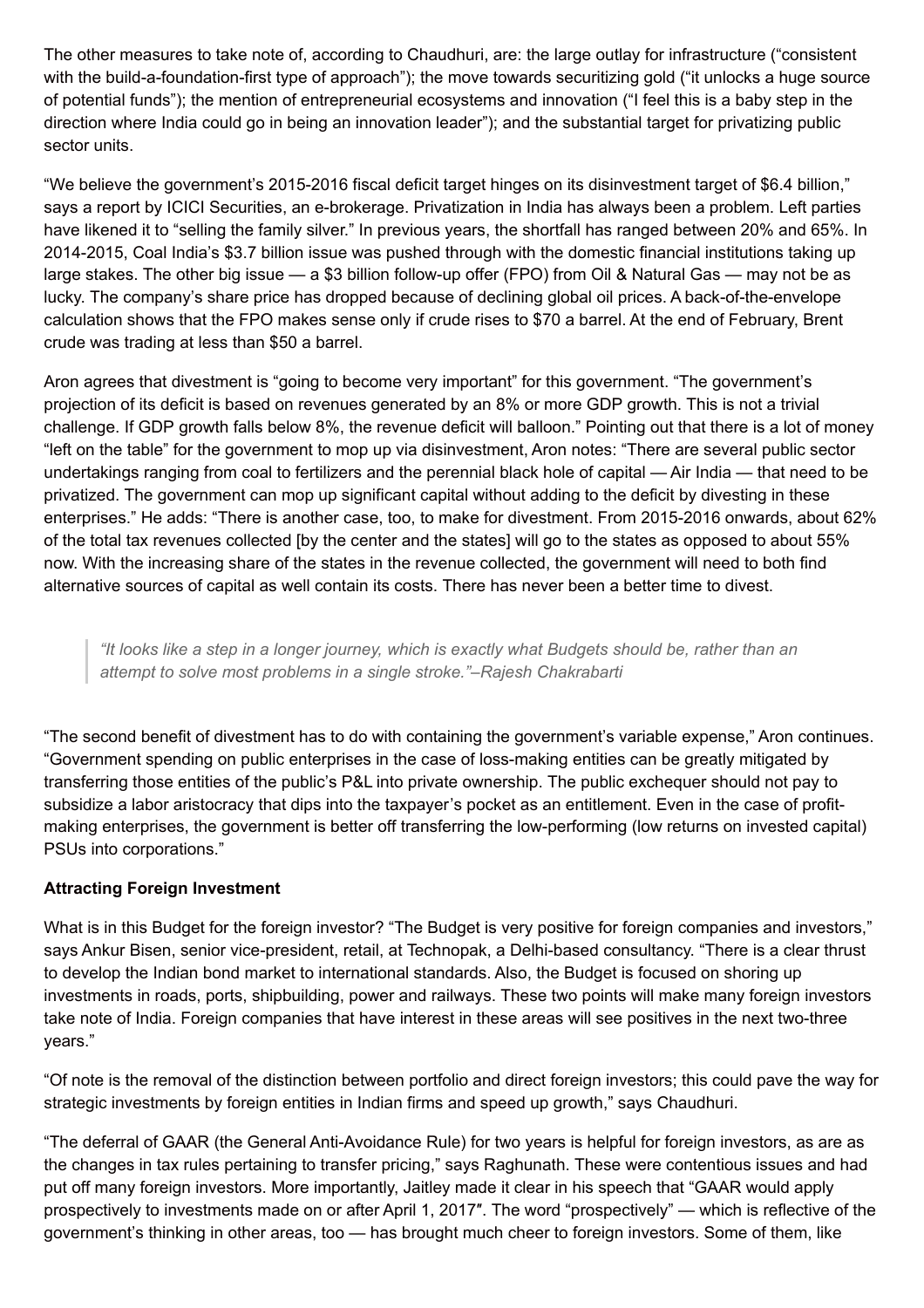The other measures to take note of, according to Chaudhuri, are: the large outlay for infrastructure ("consistent with the build-a-foundation-first type of approach"); the move towards securitizing gold ("it unlocks a huge source of potential funds"); the mention of entrepreneurial ecosystems and innovation ("I feel this is a baby step in the direction where India could go in being an innovation leader"); and the substantial target for privatizing public sector units.

"We believe the government's 2015-2016 fiscal deficit target hinges on its disinvestment target of $6.4 billion," says a report by ICICI Securities, an e-brokerage. Privatization in India has always been a problem. Left parties have likened it to "selling the family silver." In previous years, the shortfall has ranged between 20% and 65%. In 2014-2015, Coal India's $3.7 billion issue was pushed through with the domestic financial institutions taking up large stakes. The other big issue — a $3 billion follow-up offer (FPO) from Oil & Natural Gas — may not be as lucky. The company's share price has dropped because of declining global oil prices. A back-of-the-envelope calculation shows that the FPO makes sense only if crude rises to $70 a barrel. At the end of February, Brent crude was trading at less than $50 a barrel.

Aron agrees that divestment is "going to become very important" for this government. "The government's projection of its deficit is based on revenues generated by an 8% or more GDP growth. This is not a trivial challenge. If GDP growth falls below 8%, the revenue deficit will balloon." Pointing out that there is a lot of money "left on the table" for the government to mop up via disinvestment, Aron notes: "There are several public sector undertakings ranging from coal to fertilizers and the perennial black hole of capital — Air India — that need to be privatized. The government can mop up significant capital without adding to the deficit by divesting in these enterprises." He adds: "There is another case, too, to make for divestment. From 2015-2016 onwards, about 62% of the total tax revenues collected [by the center and the states] will go to the states as opposed to about 55% now. With the increasing share of the states in the revenue collected, the government will need to both find alternative sources of capital as well contain its costs. There has never been a better time to divest.

> *"It looks like a step in a longer journey, which is exactly what Budgets should be, rather than an attempt to solve most problems in a single stroke."–Rajesh Chakrabarti*

"The second benefit of divestment has to do with containing the government's variable expense," Aron continues. "Government spending on public enterprises in the case of loss-making entities can be greatly mitigated by transferring those entities of the public's P&L into private ownership. The public exchequer should not pay to subsidize a labor aristocracy that dips into the taxpayer's pocket as an entitlement. Even in the case of profit-making enterprises, the government is better off transferring the low-performing (low returns on invested capital) PSUs into corporations."

**Attracting Foreign Investment**

What is in this Budget for the foreign investor? "The Budget is very positive for foreign companies and investors," says Ankur Bisen, senior vice-president, retail, at Technopak, a Delhi-based consultancy. "There is a clear thrust to develop the Indian bond market to international standards. Also, the Budget is focused on shoring up investments in roads, ports, shipbuilding, power and railways. These two points will make many foreign investors take note of India. Foreign companies that have interest in these areas will see positives in the next two-three years."

"Of note is the removal of the distinction between portfolio and direct foreign investors; this could pave the way for strategic investments by foreign entities in Indian firms and speed up growth," says Chaudhuri.

"The deferral of GAAR (the General Anti-Avoidance Rule) for two years is helpful for foreign investors, as are as the changes in tax rules pertaining to transfer pricing," says Raghunath. These were contentious issues and had put off many foreign investors. More importantly, Jaitley made it clear in his speech that "GAAR would apply prospectively to investments made on or after April 1, 2017″. The word "prospectively" — which is reflective of the government's thinking in other areas, too — has brought much cheer to foreign investors. Some of them, like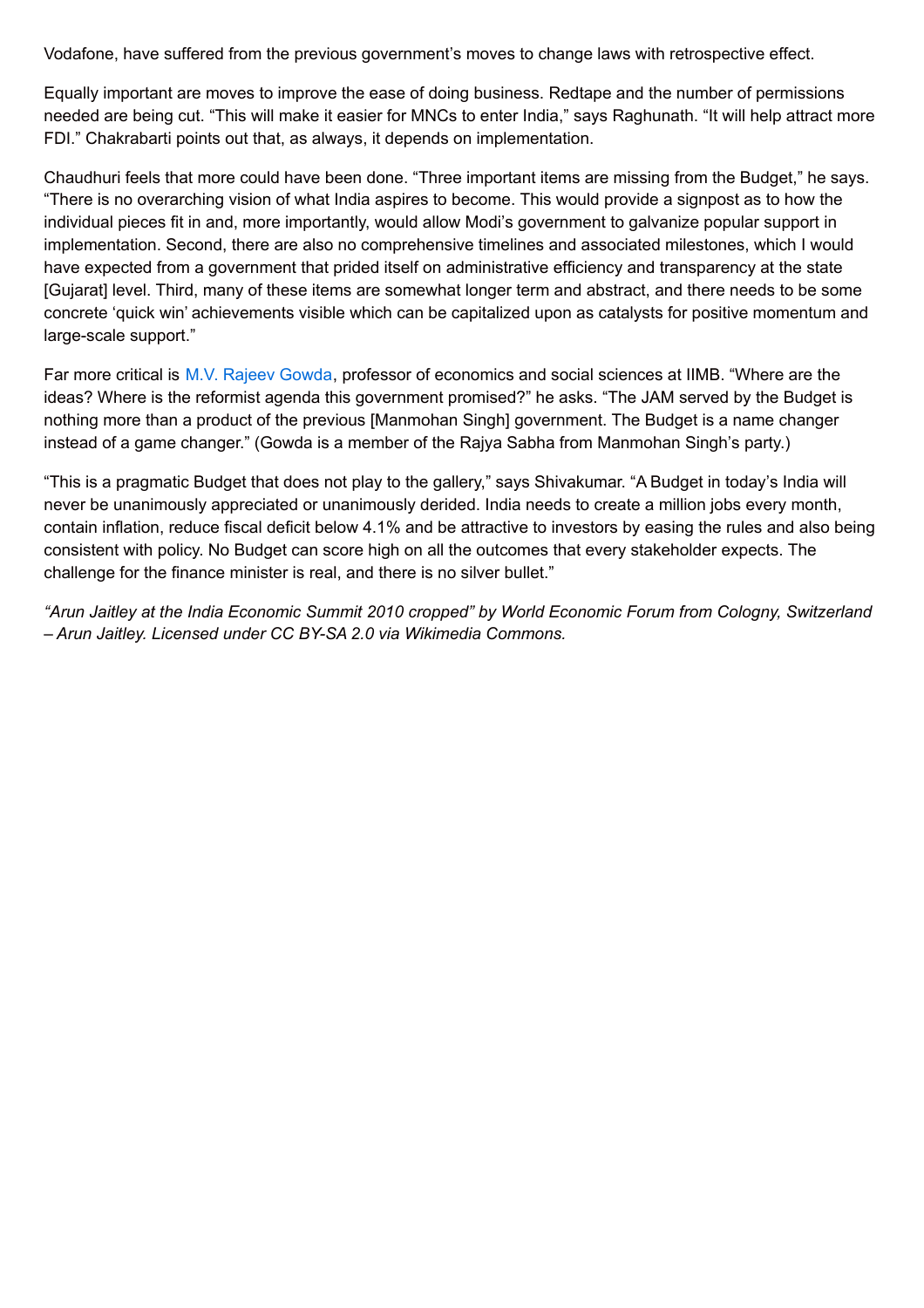Vodafone, have suffered from the previous government's moves to change laws with retrospective effect.

Equally important are moves to improve the ease of doing business. Redtape and the number of permissions needed are being cut. "This will make it easier for MNCs to enter India," says Raghunath. "It will help attract more FDI." Chakrabarti points out that, as always, it depends on implementation.

Chaudhuri feels that more could have been done. "Three important items are missing from the Budget," he says. "There is no overarching vision of what India aspires to become. This would provide a signpost as to how the individual pieces fit in and, more importantly, would allow Modi's government to galvanize popular support in implementation. Second, there are also no comprehensive timelines and associated milestones, which I would have expected from a government that prided itself on administrative efficiency and transparency at the state [Gujarat] level. Third, many of these items are somewhat longer term and abstract, and there needs to be some concrete 'quick win' achievements visible which can be capitalized upon as catalysts for positive momentum and large-scale support."

Far more critical is M.V. Rajeev Gowda, professor of economics and social sciences at IIMB. "Where are the ideas? Where is the reformist agenda this government promised?" he asks. "The JAM served by the Budget is nothing more than a product of the previous [Manmohan Singh] government. The Budget is a name changer instead of a game changer." (Gowda is a member of the Rajya Sabha from Manmohan Singh's party.)

"This is a pragmatic Budget that does not play to the gallery," says Shivakumar. "A Budget in today's India will never be unanimously appreciated or unanimously derided. India needs to create a million jobs every month, contain inflation, reduce fiscal deficit below 4.1% and be attractive to investors by easing the rules and also being consistent with policy. No Budget can score high on all the outcomes that every stakeholder expects. The challenge for the finance minister is real, and there is no silver bullet."

*"Arun Jaitley at the India Economic Summit 2010 cropped" by World Economic Forum from Cologny, Switzerland – Arun Jaitley. Licensed under CC BY-SA 2.0 via Wikimedia Commons.*